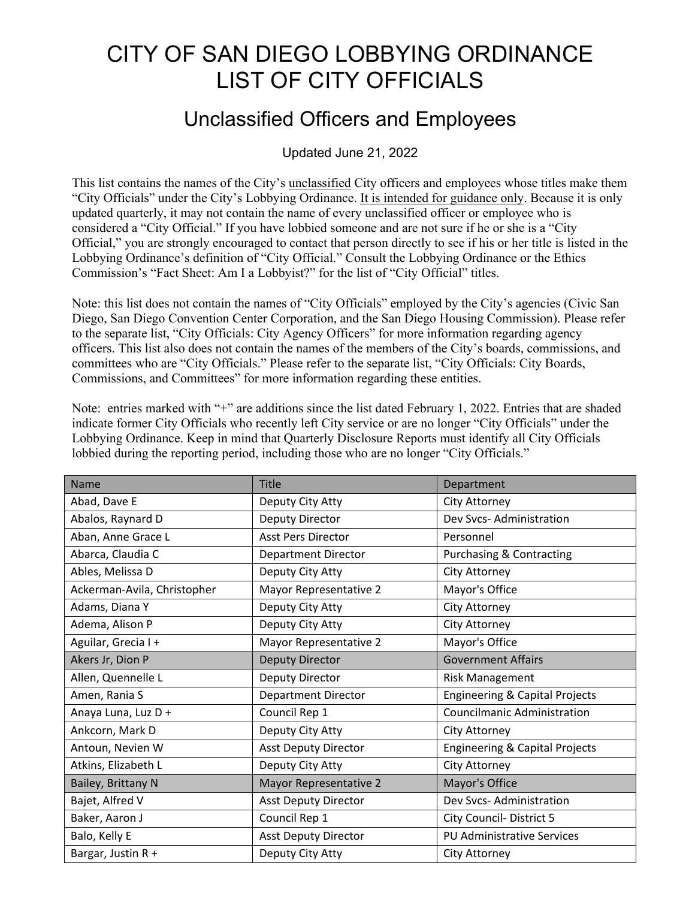# CITY OF SAN DIEGO LOBBYING ORDINANCE LIST OF CITY OFFICIALS

## Unclassified Officers and Employees

Updated June 21, 2022

This list contains the names of the City's unclassified City officers and employees whose titles make them "City Officials" under the City's Lobbying Ordinance. It is intended for guidance only. Because it is only updated quarterly, it may not contain the name of every unclassified officer or employee who is considered a "City Official." If you have lobbied someone and are not sure if he or she is a "City Official," you are strongly encouraged to contact that person directly to see if his or her title is listed in the Lobbying Ordinance's definition of "City Official." Consult the Lobbying Ordinance or the Ethics Commission's "Fact Sheet: Am I a Lobbyist?" for the list of "City Official" titles.

Note: this list does not contain the names of "City Officials" employed by the City's agencies (Civic San Diego, San Diego Convention Center Corporation, and the San Diego Housing Commission). Please refer to the separate list, "City Officials: City Agency Officers" for more information regarding agency officers. This list also does not contain the names of the members of the City's boards, commissions, and committees who are "City Officials." Please refer to the separate list, "City Officials: City Boards, Commissions, and Committees" for more information regarding these entities.

Note: entries marked with "+" are additions since the list dated February 1, 2022. Entries that are shaded indicate former City Officials who recently left City service or are no longer "City Officials" under the Lobbying Ordinance. Keep in mind that Quarterly Disclosure Reports must identify all City Officials lobbied during the reporting period, including those who are no longer "City Officials."

| Name | Title | Department |
|---|---|---|
| Abad, Dave E | Deputy City Atty | City Attorney |
| Abalos, Raynard D | Deputy Director | Dev Svcs- Administration |
| Aban, Anne Grace L | Asst Pers Director | Personnel |
| Abarca, Claudia C | Department Director | Purchasing & Contracting |
| Ables, Melissa D | Deputy City Atty | City Attorney |
| Ackerman-Avila, Christopher | Mayor Representative 2 | Mayor's Office |
| Adams, Diana Y | Deputy City Atty | City Attorney |
| Adema, Alison P | Deputy City Atty | City Attorney |
| Aguilar, Grecia I + | Mayor Representative 2 | Mayor's Office |
| Akers Jr, Dion P | Deputy Director | Government Affairs |
| Allen, Quennelle L | Deputy Director | Risk Management |
| Amen, Rania S | Department Director | Engineering & Capital Projects |
| Anaya Luna, Luz D + | Council Rep 1 | Councilmanic Administration |
| Ankcorn, Mark D | Deputy City Atty | City Attorney |
| Antoun, Nevien W | Asst Deputy Director | Engineering & Capital Projects |
| Atkins, Elizabeth L | Deputy City Atty | City Attorney |
| Bailey, Brittany N | Mayor Representative 2 | Mayor's Office |
| Bajet, Alfred V | Asst Deputy Director | Dev Svcs- Administration |
| Baker, Aaron J | Council Rep 1 | City Council- District 5 |
| Balo, Kelly E | Asst Deputy Director | PU Administrative Services |
| Bargar, Justin R + | Deputy City Atty | City Attorney |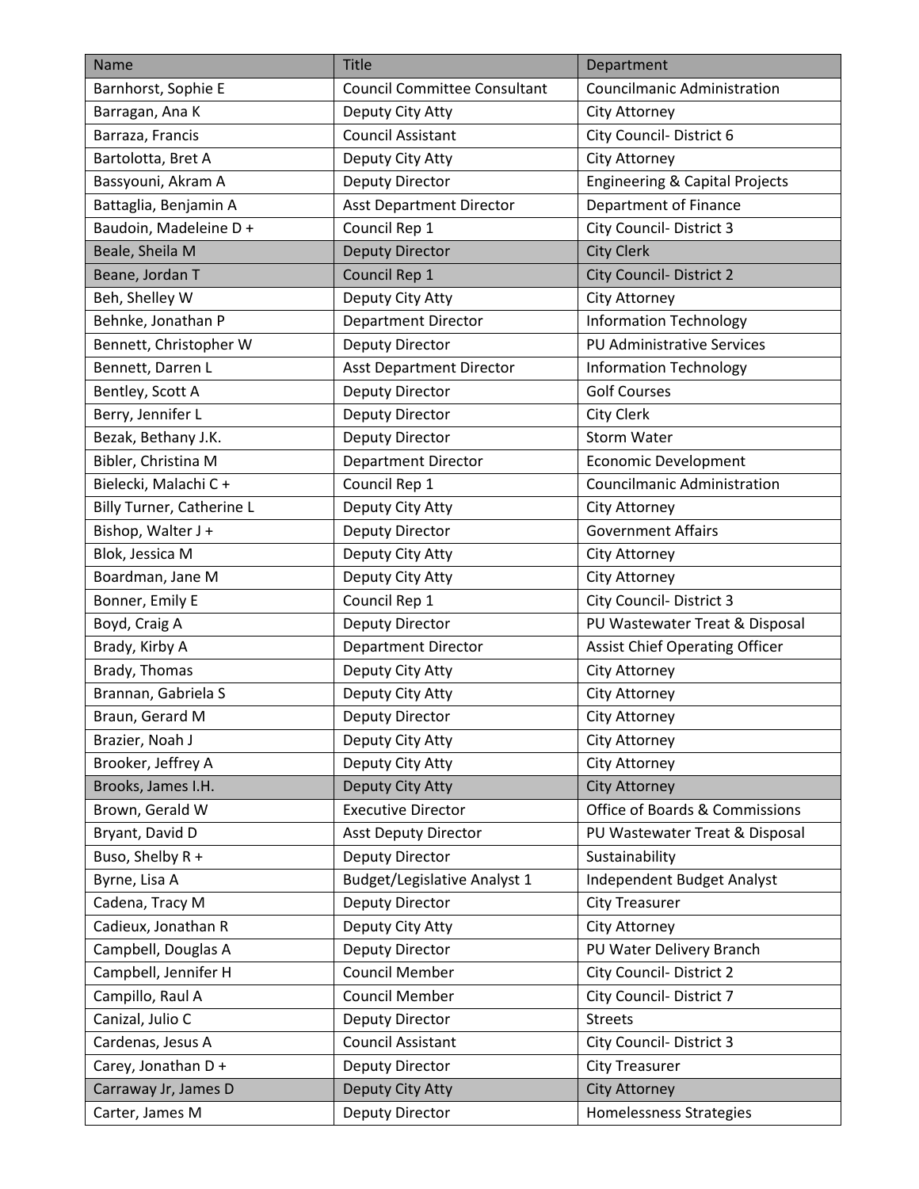| Name | Title | Department |
|---|---|---|
| Barnhorst, Sophie E | Council Committee Consultant | Councilmanic Administration |
| Barragan, Ana K | Deputy City Atty | City Attorney |
| Barraza, Francis | Council Assistant | City Council- District 6 |
| Bartolotta, Bret A | Deputy City Atty | City Attorney |
| Bassyouni, Akram A | Deputy Director | Engineering & Capital Projects |
| Battaglia, Benjamin A | Asst Department Director | Department of Finance |
| Baudoin, Madeleine D + | Council Rep 1 | City Council- District 3 |
| Beale, Sheila M | Deputy Director | City Clerk |
| Beane, Jordan T | Council Rep 1 | City Council- District 2 |
| Beh, Shelley W | Deputy City Atty | City Attorney |
| Behnke, Jonathan P | Department Director | Information Technology |
| Bennett, Christopher W | Deputy Director | PU Administrative Services |
| Bennett, Darren L | Asst Department Director | Information Technology |
| Bentley, Scott A | Deputy Director | Golf Courses |
| Berry, Jennifer L | Deputy Director | City Clerk |
| Bezak, Bethany J.K. | Deputy Director | Storm Water |
| Bibler, Christina M | Department Director | Economic Development |
| Bielecki, Malachi C + | Council Rep 1 | Councilmanic Administration |
| Billy Turner, Catherine L | Deputy City Atty | City Attorney |
| Bishop, Walter J + | Deputy Director | Government Affairs |
| Blok, Jessica M | Deputy City Atty | City Attorney |
| Boardman, Jane M | Deputy City Atty | City Attorney |
| Bonner, Emily E | Council Rep 1 | City Council- District 3 |
| Boyd, Craig A | Deputy Director | PU Wastewater Treat & Disposal |
| Brady, Kirby A | Department Director | Assist Chief Operating Officer |
| Brady, Thomas | Deputy City Atty | City Attorney |
| Brannan, Gabriela S | Deputy City Atty | City Attorney |
| Braun, Gerard M | Deputy Director | City Attorney |
| Brazier, Noah J | Deputy City Atty | City Attorney |
| Brooker, Jeffrey A | Deputy City Atty | City Attorney |
| Brooks, James I.H. | Deputy City Atty | City Attorney |
| Brown, Gerald W | Executive Director | Office of Boards & Commissions |
| Bryant, David D | Asst Deputy Director | PU Wastewater Treat & Disposal |
| Buso, Shelby R + | Deputy Director | Sustainability |
| Byrne, Lisa A | Budget/Legislative Analyst 1 | Independent Budget Analyst |
| Cadena, Tracy M | Deputy Director | City Treasurer |
| Cadieux, Jonathan R | Deputy City Atty | City Attorney |
| Campbell, Douglas A | Deputy Director | PU Water Delivery Branch |
| Campbell, Jennifer H | Council Member | City Council- District 2 |
| Campillo, Raul A | Council Member | City Council- District 7 |
| Canizal, Julio C | Deputy Director | Streets |
| Cardenas, Jesus A | Council Assistant | City Council- District 3 |
| Carey, Jonathan D + | Deputy Director | City Treasurer |
| Carraway Jr, James D | Deputy City Atty | City Attorney |
| Carter, James M | Deputy Director | Homelessness Strategies |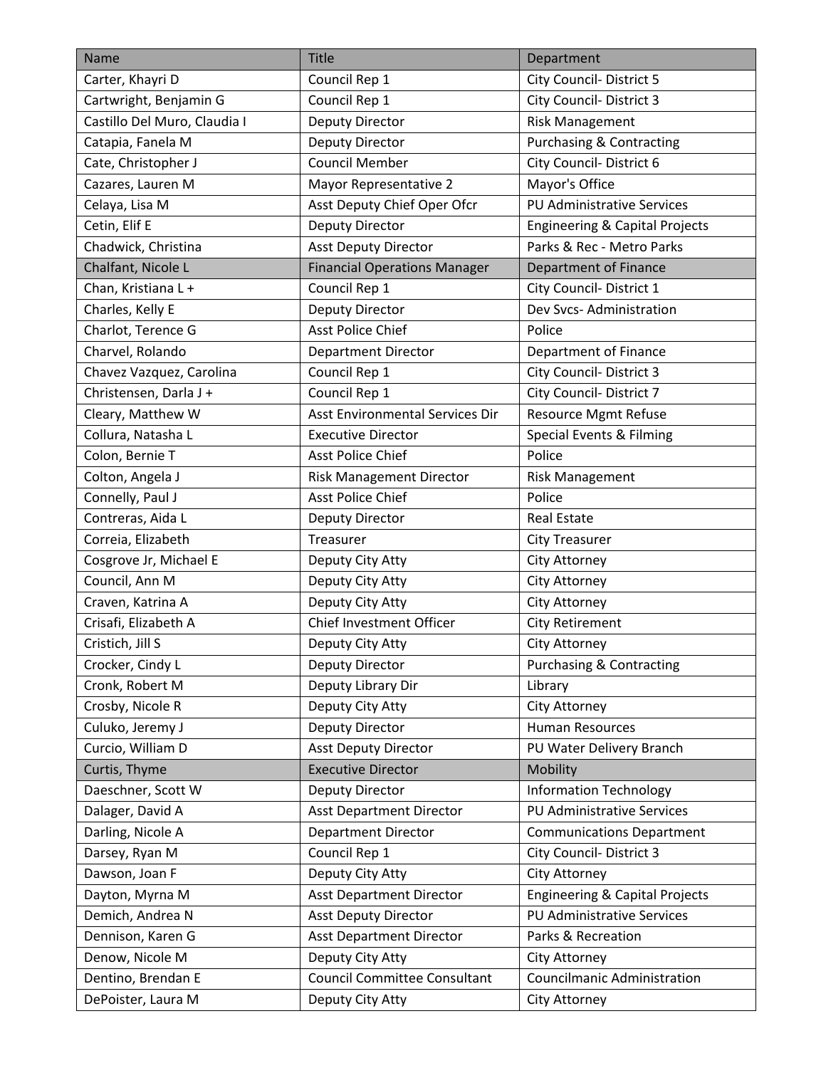| Name | Title | Department |
| --- | --- | --- |
| Carter, Khayri D | Council Rep 1 | City Council- District 5 |
| Cartwright, Benjamin G | Council Rep 1 | City Council- District 3 |
| Castillo Del Muro, Claudia I | Deputy Director | Risk Management |
| Catapia, Fanela M | Deputy Director | Purchasing & Contracting |
| Cate, Christopher J | Council Member | City Council- District 6 |
| Cazares, Lauren M | Mayor Representative 2 | Mayor's Office |
| Celaya, Lisa M | Asst Deputy Chief Oper Ofcr | PU Administrative Services |
| Cetin, Elif E | Deputy Director | Engineering & Capital Projects |
| Chadwick, Christina | Asst Deputy Director | Parks & Rec - Metro Parks |
| Chalfant, Nicole L | Financial Operations Manager | Department of Finance |
| Chan, Kristiana L + | Council Rep 1 | City Council- District 1 |
| Charles, Kelly E | Deputy Director | Dev Svcs- Administration |
| Charlot, Terence G | Asst Police Chief | Police |
| Charvel, Rolando | Department Director | Department of Finance |
| Chavez Vazquez, Carolina | Council Rep 1 | City Council- District 3 |
| Christensen, Darla J + | Council Rep 1 | City Council- District 7 |
| Cleary, Matthew W | Asst Environmental Services Dir | Resource Mgmt Refuse |
| Collura, Natasha L | Executive Director | Special Events & Filming |
| Colon, Bernie T | Asst Police Chief | Police |
| Colton, Angela J | Risk Management Director | Risk Management |
| Connelly, Paul J | Asst Police Chief | Police |
| Contreras, Aida L | Deputy Director | Real Estate |
| Correia, Elizabeth | Treasurer | City Treasurer |
| Cosgrove Jr, Michael E | Deputy City Atty | City Attorney |
| Council, Ann M | Deputy City Atty | City Attorney |
| Craven, Katrina A | Deputy City Atty | City Attorney |
| Crisafi, Elizabeth A | Chief Investment Officer | City Retirement |
| Cristich, Jill S | Deputy City Atty | City Attorney |
| Crocker, Cindy L | Deputy Director | Purchasing & Contracting |
| Cronk, Robert M | Deputy Library Dir | Library |
| Crosby, Nicole R | Deputy City Atty | City Attorney |
| Culuko, Jeremy J | Deputy Director | Human Resources |
| Curcio, William D | Asst Deputy Director | PU Water Delivery Branch |
| Curtis, Thyme | Executive Director | Mobility |
| Daeschner, Scott W | Deputy Director | Information Technology |
| Dalager, David A | Asst Department Director | PU Administrative Services |
| Darling, Nicole A | Department Director | Communications Department |
| Darsey, Ryan M | Council Rep 1 | City Council- District 3 |
| Dawson, Joan F | Deputy City Atty | City Attorney |
| Dayton, Myrna M | Asst Department Director | Engineering & Capital Projects |
| Demich, Andrea N | Asst Deputy Director | PU Administrative Services |
| Dennison, Karen G | Asst Department Director | Parks & Recreation |
| Denow, Nicole M | Deputy City Atty | City Attorney |
| Dentino, Brendan E | Council Committee Consultant | Councilmanic Administration |
| DePoister, Laura M | Deputy City Atty | City Attorney |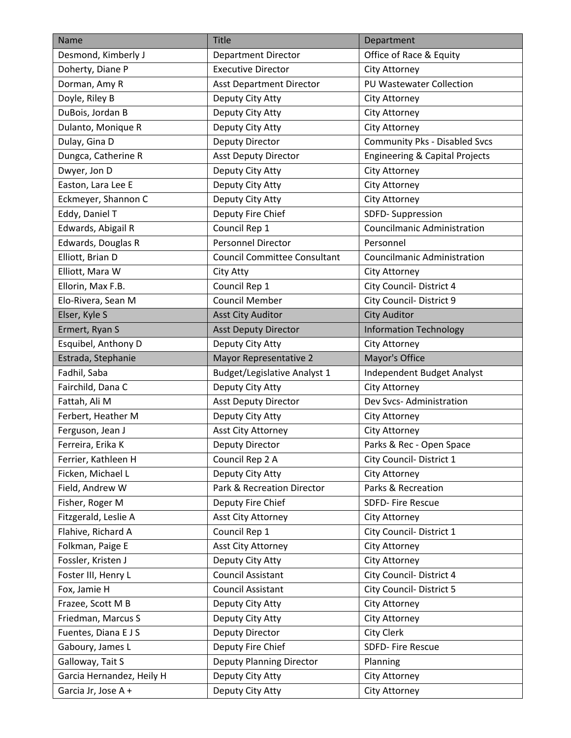| Name | Title | Department |
|---|---|---|
| Desmond, Kimberly J | Department Director | Office of Race & Equity |
| Doherty, Diane P | Executive Director | City Attorney |
| Dorman, Amy R | Asst Department Director | PU Wastewater Collection |
| Doyle, Riley B | Deputy City Atty | City Attorney |
| DuBois, Jordan B | Deputy City Atty | City Attorney |
| Dulanto, Monique R | Deputy City Atty | City Attorney |
| Dulay, Gina D | Deputy Director | Community Pks - Disabled Svcs |
| Dungca, Catherine R | Asst Deputy Director | Engineering & Capital Projects |
| Dwyer, Jon D | Deputy City Atty | City Attorney |
| Easton, Lara Lee E | Deputy City Atty | City Attorney |
| Eckmeyer, Shannon C | Deputy City Atty | City Attorney |
| Eddy, Daniel T | Deputy Fire Chief | SDFD- Suppression |
| Edwards, Abigail R | Council Rep 1 | Councilmanic Administration |
| Edwards, Douglas R | Personnel Director | Personnel |
| Elliott, Brian D | Council Committee Consultant | Councilmanic Administration |
| Elliott, Mara W | City Atty | City Attorney |
| Ellorin, Max F.B. | Council Rep 1 | City Council- District 4 |
| Elo-Rivera, Sean M | Council Member | City Council- District 9 |
| Elser, Kyle S | Asst City Auditor | City Auditor |
| Ermert, Ryan S | Asst Deputy Director | Information Technology |
| Esquibel, Anthony D | Deputy City Atty | City Attorney |
| Estrada, Stephanie | Mayor Representative 2 | Mayor's Office |
| Fadhil, Saba | Budget/Legislative Analyst 1 | Independent Budget Analyst |
| Fairchild, Dana C | Deputy City Atty | City Attorney |
| Fattah, Ali M | Asst Deputy Director | Dev Svcs- Administration |
| Ferbert, Heather M | Deputy City Atty | City Attorney |
| Ferguson, Jean J | Asst City Attorney | City Attorney |
| Ferreira, Erika K | Deputy Director | Parks & Rec - Open Space |
| Ferrier, Kathleen H | Council Rep 2 A | City Council- District 1 |
| Ficken, Michael L | Deputy City Atty | City Attorney |
| Field, Andrew W | Park & Recreation Director | Parks & Recreation |
| Fisher, Roger M | Deputy Fire Chief | SDFD- Fire Rescue |
| Fitzgerald, Leslie A | Asst City Attorney | City Attorney |
| Flahive, Richard A | Council Rep 1 | City Council- District 1 |
| Folkman, Paige E | Asst City Attorney | City Attorney |
| Fossler, Kristen J | Deputy City Atty | City Attorney |
| Foster III, Henry L | Council Assistant | City Council- District 4 |
| Fox, Jamie H | Council Assistant | City Council- District 5 |
| Frazee, Scott M B | Deputy City Atty | City Attorney |
| Friedman, Marcus S | Deputy City Atty | City Attorney |
| Fuentes, Diana E J S | Deputy Director | City Clerk |
| Gaboury, James L | Deputy Fire Chief | SDFD- Fire Rescue |
| Galloway, Tait S | Deputy Planning Director | Planning |
| Garcia Hernandez, Heily H | Deputy City Atty | City Attorney |
| Garcia Jr, Jose A + | Deputy City Atty | City Attorney |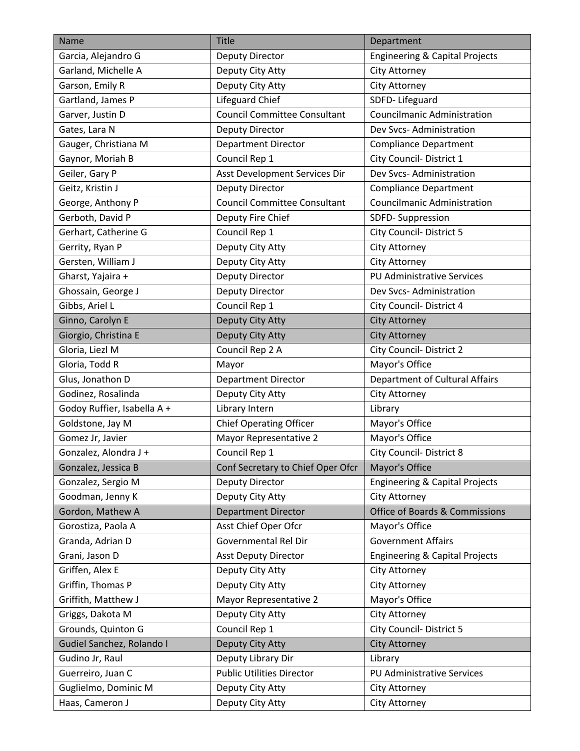| Name | Title | Department |
|---|---|---|
| Garcia, Alejandro G | Deputy Director | Engineering & Capital Projects |
| Garland, Michelle A | Deputy City Atty | City Attorney |
| Garson, Emily R | Deputy City Atty | City Attorney |
| Gartland, James P | Lifeguard Chief | SDFD- Lifeguard |
| Garver, Justin D | Council Committee Consultant | Councilmanic Administration |
| Gates, Lara N | Deputy Director | Dev Svcs- Administration |
| Gauger, Christiana M | Department Director | Compliance Department |
| Gaynor, Moriah B | Council Rep 1 | City Council- District 1 |
| Geiler, Gary P | Asst Development Services Dir | Dev Svcs- Administration |
| Geitz, Kristin J | Deputy Director | Compliance Department |
| George, Anthony P | Council Committee Consultant | Councilmanic Administration |
| Gerboth, David P | Deputy Fire Chief | SDFD- Suppression |
| Gerhart, Catherine G | Council Rep 1 | City Council- District 5 |
| Gerrity, Ryan P | Deputy City Atty | City Attorney |
| Gersten, William J | Deputy City Atty | City Attorney |
| Gharst, Yajaira + | Deputy Director | PU Administrative Services |
| Ghossain, George J | Deputy Director | Dev Svcs- Administration |
| Gibbs, Ariel L | Council Rep 1 | City Council- District 4 |
| Ginno, Carolyn E | Deputy City Atty | City Attorney |
| Giorgio, Christina E | Deputy City Atty | City Attorney |
| Gloria, Liezl M | Council Rep 2 A | City Council- District 2 |
| Gloria, Todd R | Mayor | Mayor's Office |
| Glus, Jonathon D | Department Director | Department of Cultural Affairs |
| Godinez, Rosalinda | Deputy City Atty | City Attorney |
| Godoy Ruffier, Isabella A + | Library Intern | Library |
| Goldstone, Jay M | Chief Operating Officer | Mayor's Office |
| Gomez Jr, Javier | Mayor Representative 2 | Mayor's Office |
| Gonzalez, Alondra J + | Council Rep 1 | City Council- District 8 |
| Gonzalez, Jessica B | Conf Secretary to Chief Oper Ofcr | Mayor's Office |
| Gonzalez, Sergio M | Deputy Director | Engineering & Capital Projects |
| Goodman, Jenny K | Deputy City Atty | City Attorney |
| Gordon, Mathew A | Department Director | Office of Boards & Commissions |
| Gorostiza, Paola A | Asst Chief Oper Ofcr | Mayor's Office |
| Granda, Adrian D | Governmental Rel Dir | Government Affairs |
| Grani, Jason D | Asst Deputy Director | Engineering & Capital Projects |
| Griffen, Alex E | Deputy City Atty | City Attorney |
| Griffin, Thomas P | Deputy City Atty | City Attorney |
| Griffith, Matthew J | Mayor Representative 2 | Mayor's Office |
| Griggs, Dakota M | Deputy City Atty | City Attorney |
| Grounds, Quinton G | Council Rep 1 | City Council- District 5 |
| Gudiel Sanchez, Rolando I | Deputy City Atty | City Attorney |
| Gudino Jr, Raul | Deputy Library Dir | Library |
| Guerreiro, Juan C | Public Utilities Director | PU Administrative Services |
| Guglielmo, Dominic M | Deputy City Atty | City Attorney |
| Haas, Cameron J | Deputy City Atty | City Attorney |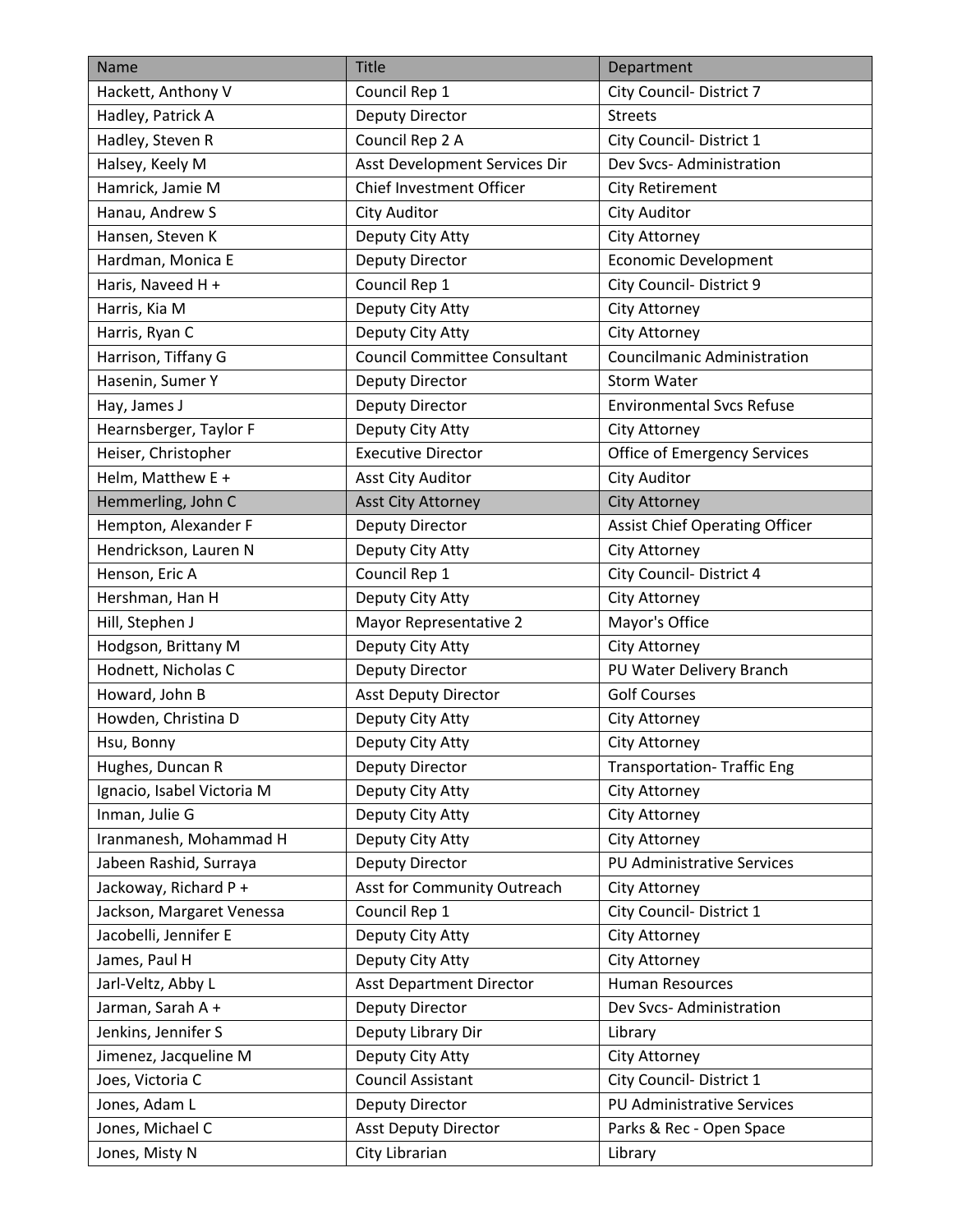| Name | Title | Department |
| --- | --- | --- |
| Hackett, Anthony V | Council Rep 1 | City Council- District 7 |
| Hadley, Patrick A | Deputy Director | Streets |
| Hadley, Steven R | Council Rep 2 A | City Council- District 1 |
| Halsey, Keely M | Asst Development Services Dir | Dev Svcs- Administration |
| Hamrick, Jamie M | Chief Investment Officer | City Retirement |
| Hanau, Andrew S | City Auditor | City Auditor |
| Hansen, Steven K | Deputy City Atty | City Attorney |
| Hardman, Monica E | Deputy Director | Economic Development |
| Haris, Naveed H + | Council Rep 1 | City Council- District 9 |
| Harris, Kia M | Deputy City Atty | City Attorney |
| Harris, Ryan C | Deputy City Atty | City Attorney |
| Harrison, Tiffany G | Council Committee Consultant | Councilmanic Administration |
| Hasenin, Sumer Y | Deputy Director | Storm Water |
| Hay, James J | Deputy Director | Environmental Svcs Refuse |
| Hearnsberger, Taylor F | Deputy City Atty | City Attorney |
| Heiser, Christopher | Executive Director | Office of Emergency Services |
| Helm, Matthew E + | Asst City Auditor | City Auditor |
| Hemmerling, John C | Asst City Attorney | City Attorney |
| Hempton, Alexander F | Deputy Director | Assist Chief Operating Officer |
| Hendrickson, Lauren N | Deputy City Atty | City Attorney |
| Henson, Eric A | Council Rep 1 | City Council- District 4 |
| Hershman, Han H | Deputy City Atty | City Attorney |
| Hill, Stephen J | Mayor Representative 2 | Mayor's Office |
| Hodgson, Brittany M | Deputy City Atty | City Attorney |
| Hodnett, Nicholas C | Deputy Director | PU Water Delivery Branch |
| Howard, John B | Asst Deputy Director | Golf Courses |
| Howden, Christina D | Deputy City Atty | City Attorney |
| Hsu, Bonny | Deputy City Atty | City Attorney |
| Hughes, Duncan R | Deputy Director | Transportation- Traffic Eng |
| Ignacio, Isabel Victoria M | Deputy City Atty | City Attorney |
| Inman, Julie G | Deputy City Atty | City Attorney |
| Iranmanesh, Mohammad H | Deputy City Atty | City Attorney |
| Jabeen Rashid, Surraya | Deputy Director | PU Administrative Services |
| Jackoway, Richard P + | Asst for Community Outreach | City Attorney |
| Jackson, Margaret Venessa | Council Rep 1 | City Council- District 1 |
| Jacobelli, Jennifer E | Deputy City Atty | City Attorney |
| James, Paul H | Deputy City Atty | City Attorney |
| Jarl-Veltz, Abby L | Asst Department Director | Human Resources |
| Jarman, Sarah A + | Deputy Director | Dev Svcs- Administration |
| Jenkins, Jennifer S | Deputy Library Dir | Library |
| Jimenez, Jacqueline M | Deputy City Atty | City Attorney |
| Joes, Victoria C | Council Assistant | City Council- District 1 |
| Jones, Adam L | Deputy Director | PU Administrative Services |
| Jones, Michael C | Asst Deputy Director | Parks & Rec - Open Space |
| Jones, Misty N | City Librarian | Library |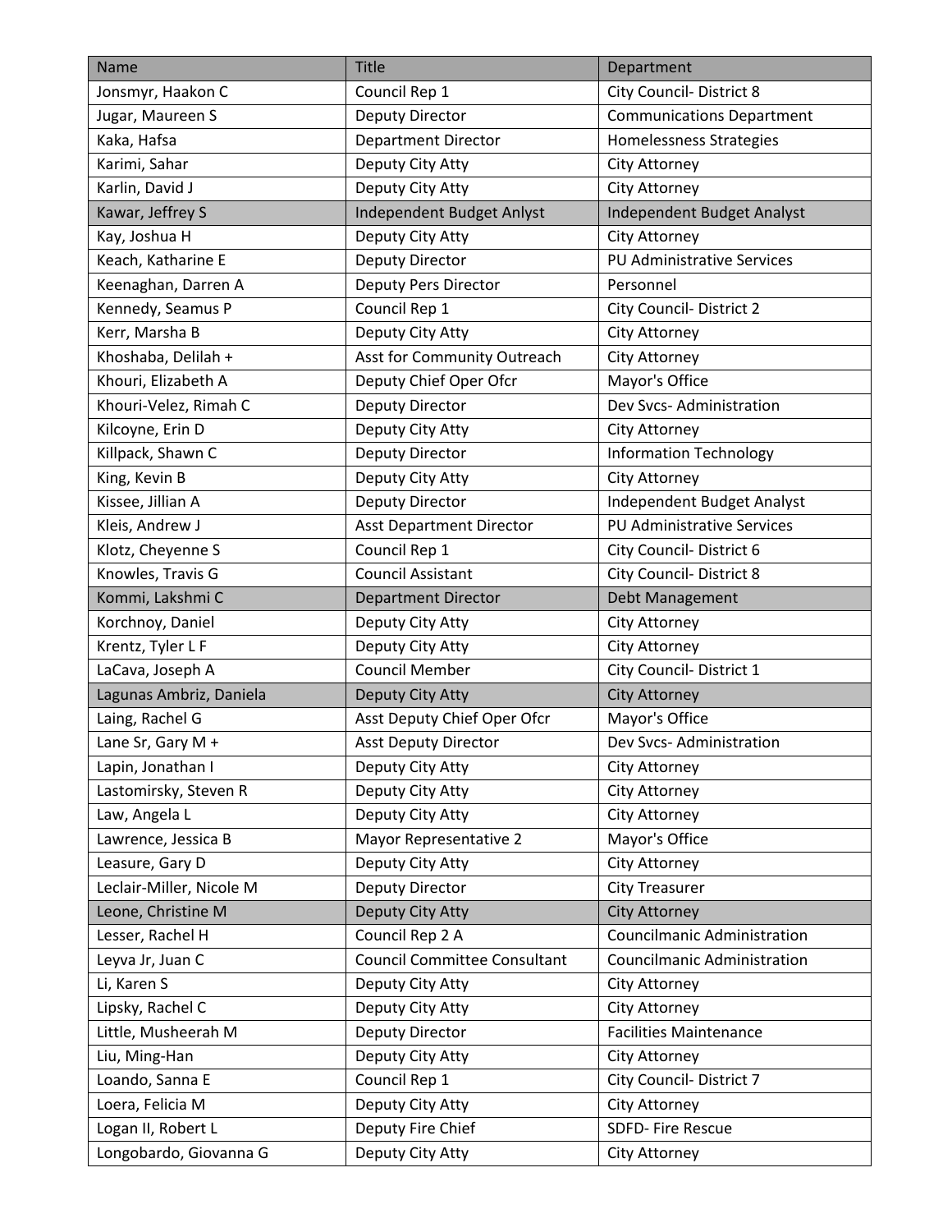| Name | Title | Department |
| --- | --- | --- |
| Jonsmyr, Haakon C | Council Rep 1 | City Council- District 8 |
| Jugar, Maureen S | Deputy Director | Communications Department |
| Kaka, Hafsa | Department Director | Homelessness Strategies |
| Karimi, Sahar | Deputy City Atty | City Attorney |
| Karlin, David J | Deputy City Atty | City Attorney |
| Kawar, Jeffrey S | Independent Budget Anlyst | Independent Budget Analyst |
| Kay, Joshua H | Deputy City Atty | City Attorney |
| Keach, Katharine E | Deputy Director | PU Administrative Services |
| Keenaghan, Darren A | Deputy Pers Director | Personnel |
| Kennedy, Seamus P | Council Rep 1 | City Council- District 2 |
| Kerr, Marsha B | Deputy City Atty | City Attorney |
| Khoshaba, Delilah + | Asst for Community Outreach | City Attorney |
| Khouri, Elizabeth A | Deputy Chief Oper Ofcr | Mayor's Office |
| Khouri-Velez, Rimah C | Deputy Director | Dev Svcs- Administration |
| Kilcoyne, Erin D | Deputy City Atty | City Attorney |
| Killpack, Shawn C | Deputy Director | Information Technology |
| King, Kevin B | Deputy City Atty | City Attorney |
| Kissee, Jillian A | Deputy Director | Independent Budget Analyst |
| Kleis, Andrew J | Asst Department Director | PU Administrative Services |
| Klotz, Cheyenne S | Council Rep 1 | City Council- District 6 |
| Knowles, Travis G | Council Assistant | City Council- District 8 |
| Kommi, Lakshmi C | Department Director | Debt Management |
| Korchnoy, Daniel | Deputy City Atty | City Attorney |
| Krentz, Tyler L F | Deputy City Atty | City Attorney |
| LaCava, Joseph A | Council Member | City Council- District 1 |
| Lagunas Ambriz, Daniela | Deputy City Atty | City Attorney |
| Laing, Rachel G | Asst Deputy Chief Oper Ofcr | Mayor's Office |
| Lane Sr, Gary M + | Asst Deputy Director | Dev Svcs- Administration |
| Lapin, Jonathan I | Deputy City Atty | City Attorney |
| Lastomirsky, Steven R | Deputy City Atty | City Attorney |
| Law, Angela L | Deputy City Atty | City Attorney |
| Lawrence, Jessica B | Mayor Representative 2 | Mayor's Office |
| Leasure, Gary D | Deputy City Atty | City Attorney |
| Leclair-Miller, Nicole M | Deputy Director | City Treasurer |
| Leone, Christine M | Deputy City Atty | City Attorney |
| Lesser, Rachel H | Council Rep 2 A | Councilmanic Administration |
| Leyva Jr, Juan C | Council Committee Consultant | Councilmanic Administration |
| Li, Karen S | Deputy City Atty | City Attorney |
| Lipsky, Rachel C | Deputy City Atty | City Attorney |
| Little, Musheerah M | Deputy Director | Facilities Maintenance |
| Liu, Ming-Han | Deputy City Atty | City Attorney |
| Loando, Sanna E | Council Rep 1 | City Council- District 7 |
| Loera, Felicia M | Deputy City Atty | City Attorney |
| Logan II, Robert L | Deputy Fire Chief | SDFD- Fire Rescue |
| Longobardo, Giovanna G | Deputy City Atty | City Attorney |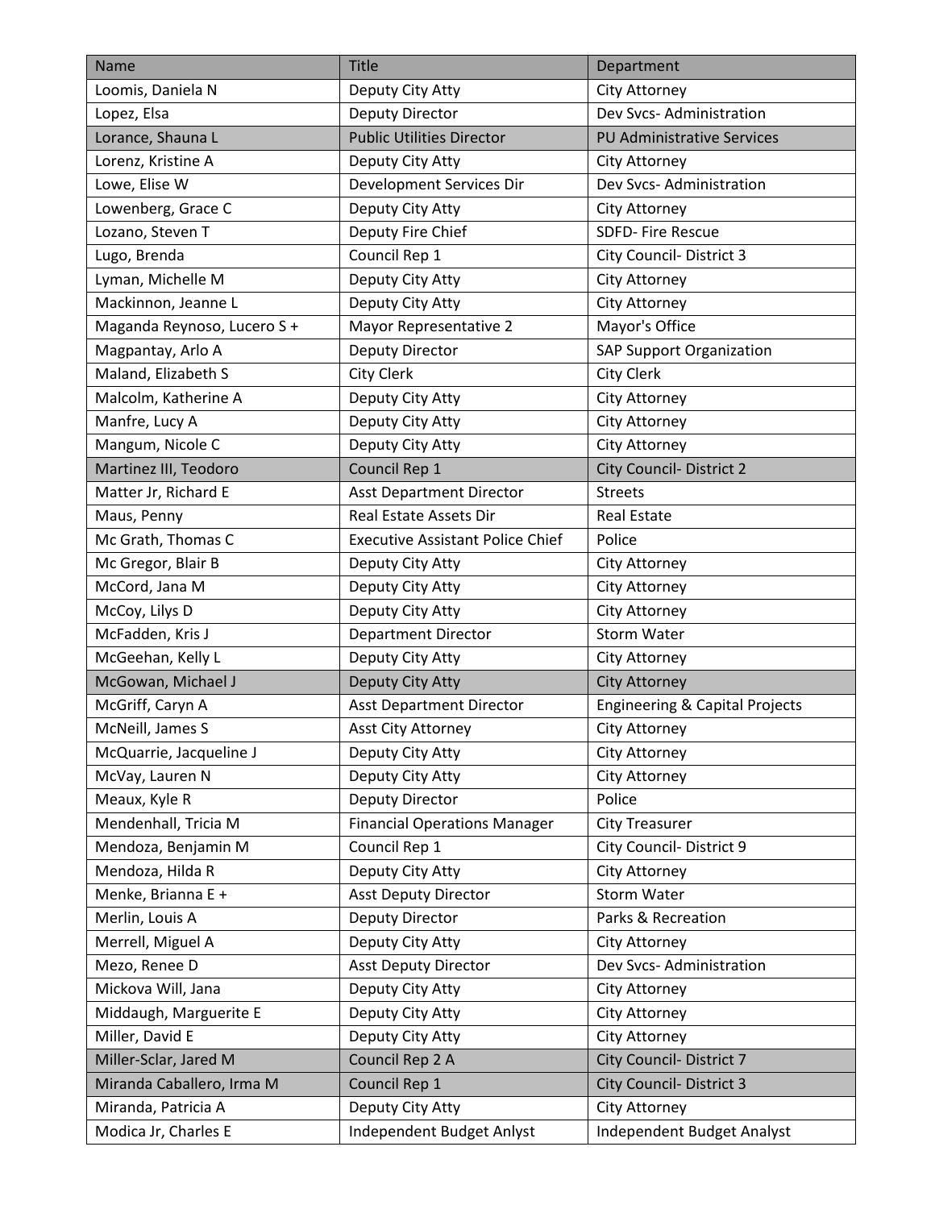| Name | Title | Department |
|---|---|---|
| Loomis, Daniela N | Deputy City Atty | City Attorney |
| Lopez, Elsa | Deputy Director | Dev Svcs- Administration |
| Lorance, Shauna L | Public Utilities Director | PU Administrative Services |
| Lorenz, Kristine A | Deputy City Atty | City Attorney |
| Lowe, Elise W | Development Services Dir | Dev Svcs- Administration |
| Lowenberg, Grace C | Deputy City Atty | City Attorney |
| Lozano, Steven T | Deputy Fire Chief | SDFD- Fire Rescue |
| Lugo, Brenda | Council Rep 1 | City Council- District 3 |
| Lyman, Michelle M | Deputy City Atty | City Attorney |
| Mackinnon, Jeanne L | Deputy City Atty | City Attorney |
| Maganda Reynoso, Lucero S + | Mayor Representative 2 | Mayor's Office |
| Magpantay, Arlo A | Deputy Director | SAP Support Organization |
| Maland, Elizabeth S | City Clerk | City Clerk |
| Malcolm, Katherine A | Deputy City Atty | City Attorney |
| Manfre, Lucy A | Deputy City Atty | City Attorney |
| Mangum, Nicole C | Deputy City Atty | City Attorney |
| Martinez III, Teodoro | Council Rep 1 | City Council- District 2 |
| Matter Jr, Richard E | Asst Department Director | Streets |
| Maus, Penny | Real Estate Assets Dir | Real Estate |
| Mc Grath, Thomas C | Executive Assistant Police Chief | Police |
| Mc Gregor, Blair B | Deputy City Atty | City Attorney |
| McCord, Jana M | Deputy City Atty | City Attorney |
| McCoy, Lilys D | Deputy City Atty | City Attorney |
| McFadden, Kris J | Department Director | Storm Water |
| McGeehan, Kelly L | Deputy City Atty | City Attorney |
| McGowan, Michael J | Deputy City Atty | City Attorney |
| McGriff, Caryn A | Asst Department Director | Engineering & Capital Projects |
| McNeill, James S | Asst City Attorney | City Attorney |
| McQuarrie, Jacqueline J | Deputy City Atty | City Attorney |
| McVay, Lauren N | Deputy City Atty | City Attorney |
| Meaux, Kyle R | Deputy Director | Police |
| Mendenhall, Tricia M | Financial Operations Manager | City Treasurer |
| Mendoza, Benjamin M | Council Rep 1 | City Council- District 9 |
| Mendoza, Hilda R | Deputy City Atty | City Attorney |
| Menke, Brianna E + | Asst Deputy Director | Storm Water |
| Merlin, Louis A | Deputy Director | Parks & Recreation |
| Merrell, Miguel A | Deputy City Atty | City Attorney |
| Mezo, Renee D | Asst Deputy Director | Dev Svcs- Administration |
| Mickova Will, Jana | Deputy City Atty | City Attorney |
| Middaugh, Marguerite E | Deputy City Atty | City Attorney |
| Miller, David E | Deputy City Atty | City Attorney |
| Miller-Sclar, Jared M | Council Rep 2 A | City Council- District 7 |
| Miranda Caballero, Irma M | Council Rep 1 | City Council- District 3 |
| Miranda, Patricia A | Deputy City Atty | City Attorney |
| Modica Jr, Charles E | Independent Budget Anlyst | Independent Budget Analyst |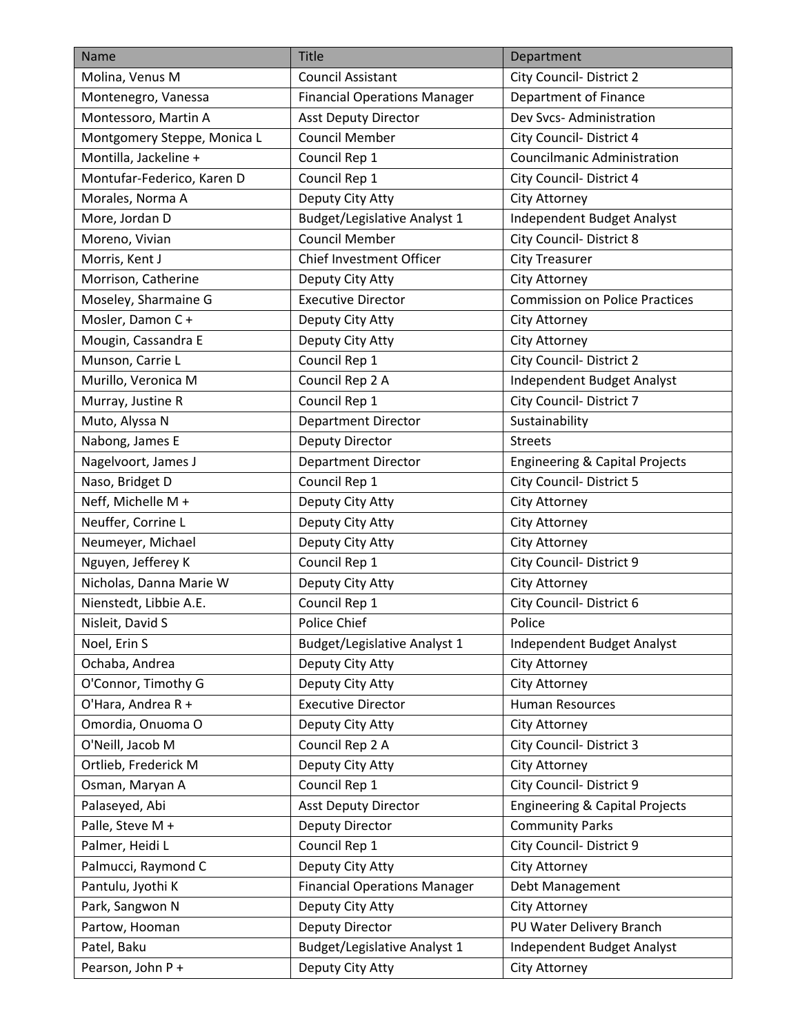| Name | Title | Department |
| --- | --- | --- |
| Molina, Venus M | Council Assistant | City Council- District 2 |
| Montenegro, Vanessa | Financial Operations Manager | Department of Finance |
| Montessoro, Martin A | Asst Deputy Director | Dev Svcs- Administration |
| Montgomery Steppe, Monica L | Council Member | City Council- District 4 |
| Montilla, Jackeline + | Council Rep 1 | Councilmanic Administration |
| Montufar-Federico, Karen D | Council Rep 1 | City Council- District 4 |
| Morales, Norma A | Deputy City Atty | City Attorney |
| More, Jordan D | Budget/Legislative Analyst 1 | Independent Budget Analyst |
| Moreno, Vivian | Council Member | City Council- District 8 |
| Morris, Kent J | Chief Investment Officer | City Treasurer |
| Morrison, Catherine | Deputy City Atty | City Attorney |
| Moseley, Sharmaine G | Executive Director | Commission on Police Practices |
| Mosler, Damon C + | Deputy City Atty | City Attorney |
| Mougin, Cassandra E | Deputy City Atty | City Attorney |
| Munson, Carrie L | Council Rep 1 | City Council- District 2 |
| Murillo, Veronica M | Council Rep 2 A | Independent Budget Analyst |
| Murray, Justine R | Council Rep 1 | City Council- District 7 |
| Muto, Alyssa N | Department Director | Sustainability |
| Nabong, James E | Deputy Director | Streets |
| Nagelvoort, James J | Department Director | Engineering & Capital Projects |
| Naso, Bridget D | Council Rep 1 | City Council- District 5 |
| Neff, Michelle M + | Deputy City Atty | City Attorney |
| Neuffer, Corrine L | Deputy City Atty | City Attorney |
| Neumeyer, Michael | Deputy City Atty | City Attorney |
| Nguyen, Jefferey K | Council Rep 1 | City Council- District 9 |
| Nicholas, Danna Marie W | Deputy City Atty | City Attorney |
| Nienstedt, Libbie A.E. | Council Rep 1 | City Council- District 6 |
| Nisleit, David S | Police Chief | Police |
| Noel, Erin S | Budget/Legislative Analyst 1 | Independent Budget Analyst |
| Ochaba, Andrea | Deputy City Atty | City Attorney |
| O'Connor, Timothy G | Deputy City Atty | City Attorney |
| O'Hara, Andrea R + | Executive Director | Human Resources |
| Omordia, Onuoma O | Deputy City Atty | City Attorney |
| O'Neill, Jacob M | Council Rep 2 A | City Council- District 3 |
| Ortlieb, Frederick M | Deputy City Atty | City Attorney |
| Osman, Maryan A | Council Rep 1 | City Council- District 9 |
| Palaseyed, Abi | Asst Deputy Director | Engineering & Capital Projects |
| Palle, Steve M + | Deputy Director | Community Parks |
| Palmer, Heidi L | Council Rep 1 | City Council- District 9 |
| Palmucci, Raymond C | Deputy City Atty | City Attorney |
| Pantulu, Jyothi K | Financial Operations Manager | Debt Management |
| Park, Sangwon N | Deputy City Atty | City Attorney |
| Partow, Hooman | Deputy Director | PU Water Delivery Branch |
| Patel, Baku | Budget/Legislative Analyst 1 | Independent Budget Analyst |
| Pearson, John P + | Deputy City Atty | City Attorney |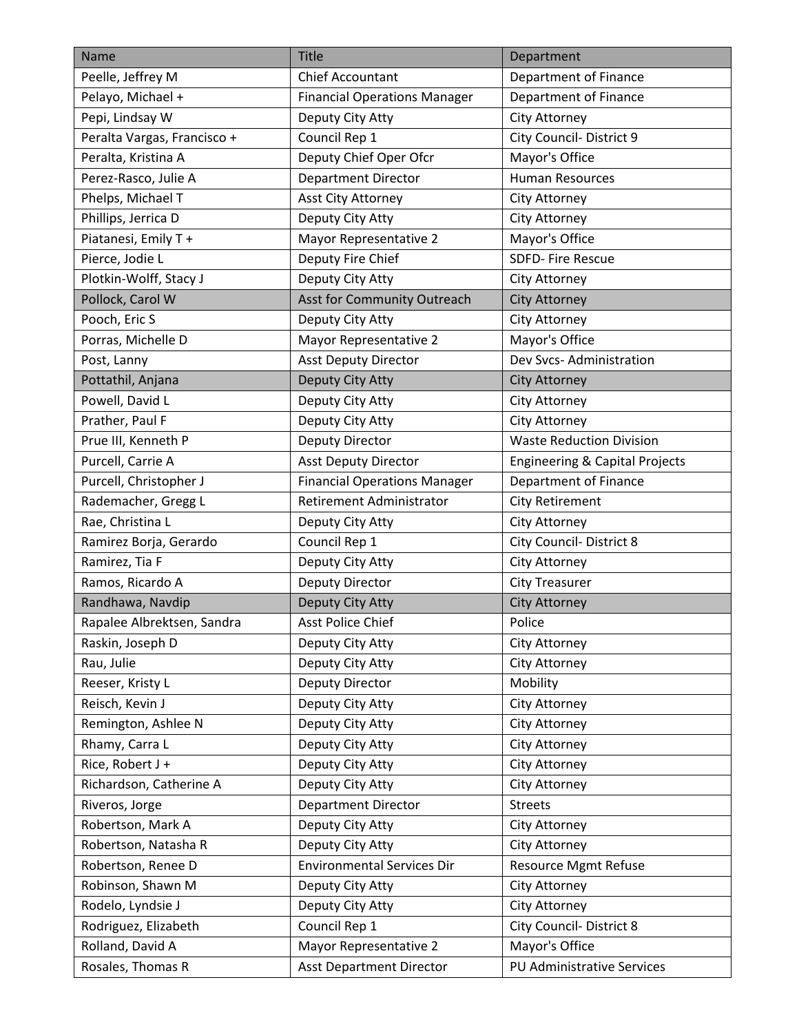| Name | Title | Department |
|---|---|---|
| Peelle, Jeffrey M | Chief Accountant | Department of Finance |
| Pelayo, Michael + | Financial Operations Manager | Department of Finance |
| Pepi, Lindsay W | Deputy City Atty | City Attorney |
| Peralta Vargas, Francisco + | Council Rep 1 | City Council- District 9 |
| Peralta, Kristina A | Deputy Chief Oper Ofcr | Mayor's Office |
| Perez-Rasco, Julie A | Department Director | Human Resources |
| Phelps, Michael T | Asst City Attorney | City Attorney |
| Phillips, Jerrica D | Deputy City Atty | City Attorney |
| Piatanesi, Emily T + | Mayor Representative 2 | Mayor's Office |
| Pierce, Jodie L | Deputy Fire Chief | SDFD- Fire Rescue |
| Plotkin-Wolff, Stacy J | Deputy City Atty | City Attorney |
| Pollock, Carol W | Asst for Community Outreach | City Attorney |
| Pooch, Eric S | Deputy City Atty | City Attorney |
| Porras, Michelle D | Mayor Representative 2 | Mayor's Office |
| Post, Lanny | Asst Deputy Director | Dev Svcs- Administration |
| Pottathil, Anjana | Deputy City Atty | City Attorney |
| Powell, David L | Deputy City Atty | City Attorney |
| Prather, Paul F | Deputy City Atty | City Attorney |
| Prue III, Kenneth P | Deputy Director | Waste Reduction Division |
| Purcell, Carrie A | Asst Deputy Director | Engineering & Capital Projects |
| Purcell, Christopher J | Financial Operations Manager | Department of Finance |
| Rademacher, Gregg L | Retirement Administrator | City Retirement |
| Rae, Christina L | Deputy City Atty | City Attorney |
| Ramirez Borja, Gerardo | Council Rep 1 | City Council- District 8 |
| Ramirez, Tia F | Deputy City Atty | City Attorney |
| Ramos, Ricardo A | Deputy Director | City Treasurer |
| Randhawa, Navdip | Deputy City Atty | City Attorney |
| Rapalee Albrektsen, Sandra | Asst Police Chief | Police |
| Raskin, Joseph D | Deputy City Atty | City Attorney |
| Rau, Julie | Deputy City Atty | City Attorney |
| Reeser, Kristy L | Deputy Director | Mobility |
| Reisch, Kevin J | Deputy City Atty | City Attorney |
| Remington, Ashlee N | Deputy City Atty | City Attorney |
| Rhamy, Carra L | Deputy City Atty | City Attorney |
| Rice, Robert J + | Deputy City Atty | City Attorney |
| Richardson, Catherine A | Deputy City Atty | City Attorney |
| Riveros, Jorge | Department Director | Streets |
| Robertson, Mark A | Deputy City Atty | City Attorney |
| Robertson, Natasha R | Deputy City Atty | City Attorney |
| Robertson, Renee D | Environmental Services Dir | Resource Mgmt Refuse |
| Robinson, Shawn M | Deputy City Atty | City Attorney |
| Rodelo, Lyndsie J | Deputy City Atty | City Attorney |
| Rodriguez, Elizabeth | Council Rep 1 | City Council- District 8 |
| Rolland, David A | Mayor Representative 2 | Mayor's Office |
| Rosales, Thomas R | Asst Department Director | PU Administrative Services |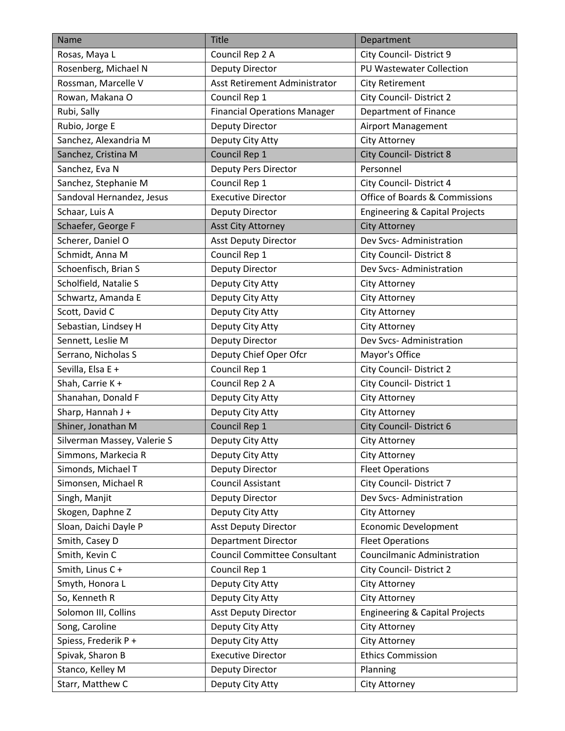| Name | Title | Department |
| --- | --- | --- |
| Rosas, Maya L | Council Rep 2 A | City Council- District 9 |
| Rosenberg, Michael N | Deputy Director | PU Wastewater Collection |
| Rossman, Marcelle V | Asst Retirement Administrator | City Retirement |
| Rowan, Makana O | Council Rep 1 | City Council- District 2 |
| Rubi, Sally | Financial Operations Manager | Department of Finance |
| Rubio, Jorge E | Deputy Director | Airport Management |
| Sanchez, Alexandria M | Deputy City Atty | City Attorney |
| Sanchez, Cristina M | Council Rep 1 | City Council- District 8 |
| Sanchez, Eva N | Deputy Pers Director | Personnel |
| Sanchez, Stephanie M | Council Rep 1 | City Council- District 4 |
| Sandoval Hernandez, Jesus | Executive Director | Office of Boards & Commissions |
| Schaar, Luis A | Deputy Director | Engineering & Capital Projects |
| Schaefer, George F | Asst City Attorney | City Attorney |
| Scherer, Daniel O | Asst Deputy Director | Dev Svcs- Administration |
| Schmidt, Anna M | Council Rep 1 | City Council- District 8 |
| Schoenfisch, Brian S | Deputy Director | Dev Svcs- Administration |
| Scholfield, Natalie S | Deputy City Atty | City Attorney |
| Schwartz, Amanda E | Deputy City Atty | City Attorney |
| Scott, David C | Deputy City Atty | City Attorney |
| Sebastian, Lindsey H | Deputy City Atty | City Attorney |
| Sennett, Leslie M | Deputy Director | Dev Svcs- Administration |
| Serrano, Nicholas S | Deputy Chief Oper Ofcr | Mayor's Office |
| Sevilla, Elsa E + | Council Rep 1 | City Council- District 2 |
| Shah, Carrie K + | Council Rep 2 A | City Council- District 1 |
| Shanahan, Donald F | Deputy City Atty | City Attorney |
| Sharp, Hannah J + | Deputy City Atty | City Attorney |
| Shiner, Jonathan M | Council Rep 1 | City Council- District 6 |
| Silverman Massey, Valerie S | Deputy City Atty | City Attorney |
| Simmons, Markecia R | Deputy City Atty | City Attorney |
| Simonds, Michael T | Deputy Director | Fleet Operations |
| Simonsen, Michael R | Council Assistant | City Council- District 7 |
| Singh, Manjit | Deputy Director | Dev Svcs- Administration |
| Skogen, Daphne Z | Deputy City Atty | City Attorney |
| Sloan, Daichi Dayle P | Asst Deputy Director | Economic Development |
| Smith, Casey D | Department Director | Fleet Operations |
| Smith, Kevin C | Council Committee Consultant | Councilmanic Administration |
| Smith, Linus C + | Council Rep 1 | City Council- District 2 |
| Smyth, Honora L | Deputy City Atty | City Attorney |
| So, Kenneth R | Deputy City Atty | City Attorney |
| Solomon III, Collins | Asst Deputy Director | Engineering & Capital Projects |
| Song, Caroline | Deputy City Atty | City Attorney |
| Spiess, Frederik P + | Deputy City Atty | City Attorney |
| Spivak, Sharon B | Executive Director | Ethics Commission |
| Stanco, Kelley M | Deputy Director | Planning |
| Starr, Matthew C | Deputy City Atty | City Attorney |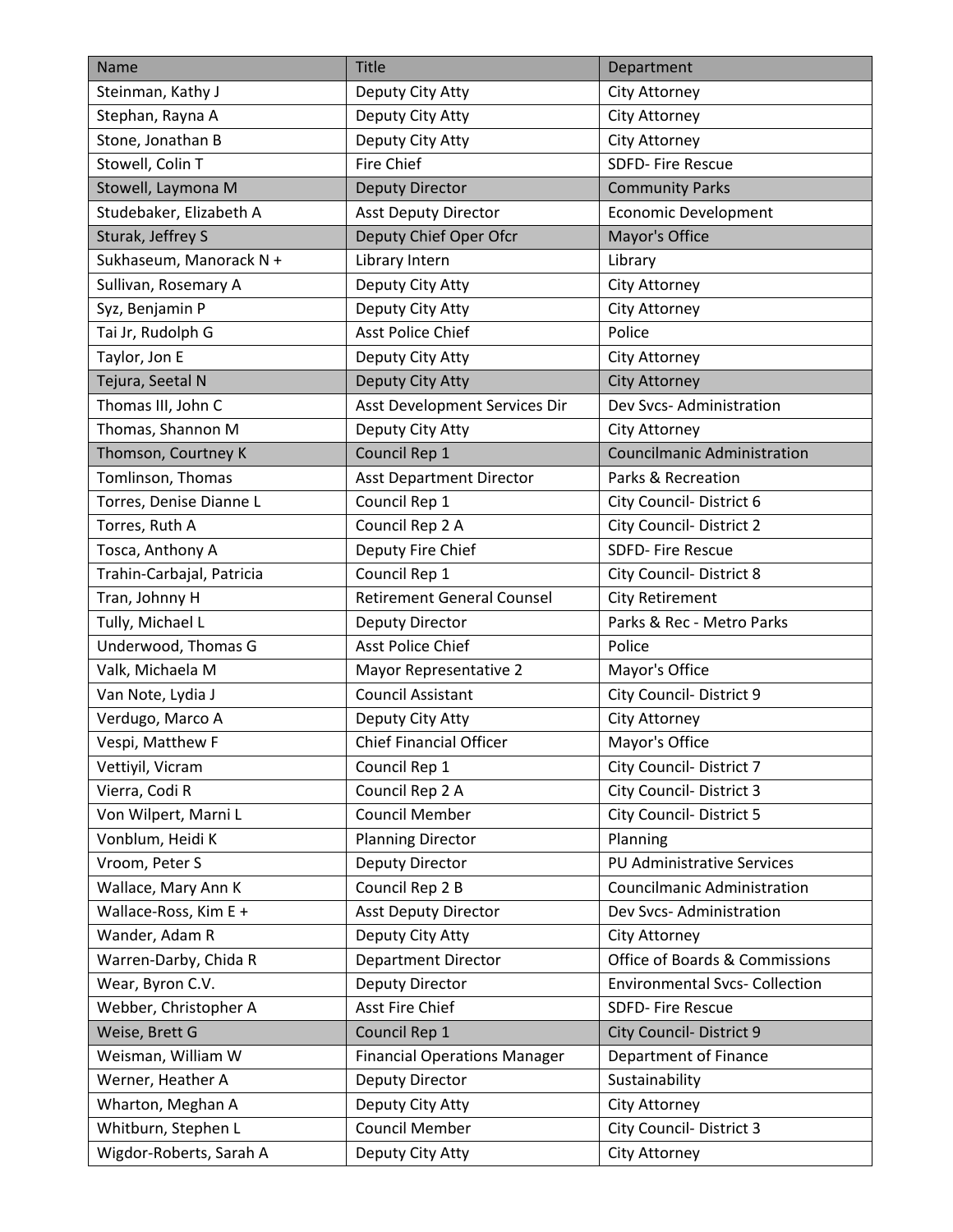| Name | Title | Department |
|---|---|---|
| Steinman, Kathy J | Deputy City Atty | City Attorney |
| Stephan, Rayna A | Deputy City Atty | City Attorney |
| Stone, Jonathan B | Deputy City Atty | City Attorney |
| Stowell, Colin T | Fire Chief | SDFD- Fire Rescue |
| Stowell, Laymona M | Deputy Director | Community Parks |
| Studebaker, Elizabeth A | Asst Deputy Director | Economic Development |
| Sturak, Jeffrey S | Deputy Chief Oper Ofcr | Mayor's Office |
| Sukhaseum, Manorack N + | Library Intern | Library |
| Sullivan, Rosemary A | Deputy City Atty | City Attorney |
| Syz, Benjamin P | Deputy City Atty | City Attorney |
| Tai Jr, Rudolph G | Asst Police Chief | Police |
| Taylor, Jon E | Deputy City Atty | City Attorney |
| Tejura, Seetal N | Deputy City Atty | City Attorney |
| Thomas III, John C | Asst Development Services Dir | Dev Svcs- Administration |
| Thomas, Shannon M | Deputy City Atty | City Attorney |
| Thomson, Courtney K | Council Rep 1 | Councilmanic Administration |
| Tomlinson, Thomas | Asst Department Director | Parks & Recreation |
| Torres, Denise Dianne L | Council Rep 1 | City Council- District 6 |
| Torres, Ruth A | Council Rep 2 A | City Council- District 2 |
| Tosca, Anthony A | Deputy Fire Chief | SDFD- Fire Rescue |
| Trahin-Carbajal, Patricia | Council Rep 1 | City Council- District 8 |
| Tran, Johnny H | Retirement General Counsel | City Retirement |
| Tully, Michael L | Deputy Director | Parks & Rec - Metro Parks |
| Underwood, Thomas G | Asst Police Chief | Police |
| Valk, Michaela M | Mayor Representative 2 | Mayor's Office |
| Van Note, Lydia J | Council Assistant | City Council- District 9 |
| Verdugo, Marco A | Deputy City Atty | City Attorney |
| Vespi, Matthew F | Chief Financial Officer | Mayor's Office |
| Vettiyil, Vicram | Council Rep 1 | City Council- District 7 |
| Vierra, Codi R | Council Rep 2 A | City Council- District 3 |
| Von Wilpert, Marni L | Council Member | City Council- District 5 |
| Vonblum, Heidi K | Planning Director | Planning |
| Vroom, Peter S | Deputy Director | PU Administrative Services |
| Wallace, Mary Ann K | Council Rep 2 B | Councilmanic Administration |
| Wallace-Ross, Kim E + | Asst Deputy Director | Dev Svcs- Administration |
| Wander, Adam R | Deputy City Atty | City Attorney |
| Warren-Darby, Chida R | Department Director | Office of Boards & Commissions |
| Wear, Byron C.V. | Deputy Director | Environmental Svcs- Collection |
| Webber, Christopher A | Asst Fire Chief | SDFD- Fire Rescue |
| Weise, Brett G | Council Rep 1 | City Council- District 9 |
| Weisman, William W | Financial Operations Manager | Department of Finance |
| Werner, Heather A | Deputy Director | Sustainability |
| Wharton, Meghan A | Deputy City Atty | City Attorney |
| Whitburn, Stephen L | Council Member | City Council- District 3 |
| Wigdor-Roberts, Sarah A | Deputy City Atty | City Attorney |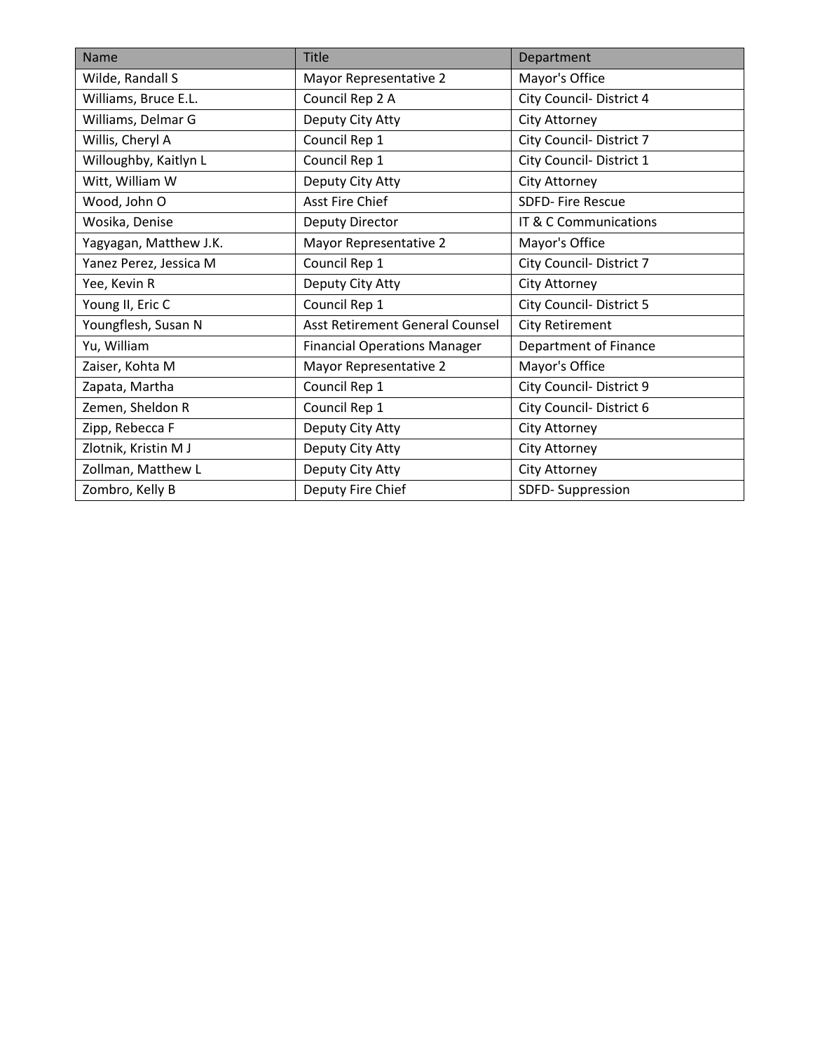| Name | Title | Department |
| --- | --- | --- |
| Wilde, Randall S | Mayor Representative 2 | Mayor's Office |
| Williams, Bruce E.L. | Council Rep 2 A | City Council- District 4 |
| Williams, Delmar G | Deputy City Atty | City Attorney |
| Willis, Cheryl A | Council Rep 1 | City Council- District 7 |
| Willoughby, Kaitlyn L | Council Rep 1 | City Council- District 1 |
| Witt, William W | Deputy City Atty | City Attorney |
| Wood, John O | Asst Fire Chief | SDFD- Fire Rescue |
| Wosika, Denise | Deputy Director | IT & C Communications |
| Yagyagan, Matthew J.K. | Mayor Representative 2 | Mayor's Office |
| Yanez Perez, Jessica M | Council Rep 1 | City Council- District 7 |
| Yee, Kevin R | Deputy City Atty | City Attorney |
| Young II, Eric C | Council Rep 1 | City Council- District 5 |
| Youngflesh, Susan N | Asst Retirement General Counsel | City Retirement |
| Yu, William | Financial Operations Manager | Department of Finance |
| Zaiser, Kohta M | Mayor Representative 2 | Mayor's Office |
| Zapata, Martha | Council Rep 1 | City Council- District 9 |
| Zemen, Sheldon R | Council Rep 1 | City Council- District 6 |
| Zipp, Rebecca F | Deputy City Atty | City Attorney |
| Zlotnik, Kristin M J | Deputy City Atty | City Attorney |
| Zollman, Matthew L | Deputy City Atty | City Attorney |
| Zombro, Kelly B | Deputy Fire Chief | SDFD- Suppression |